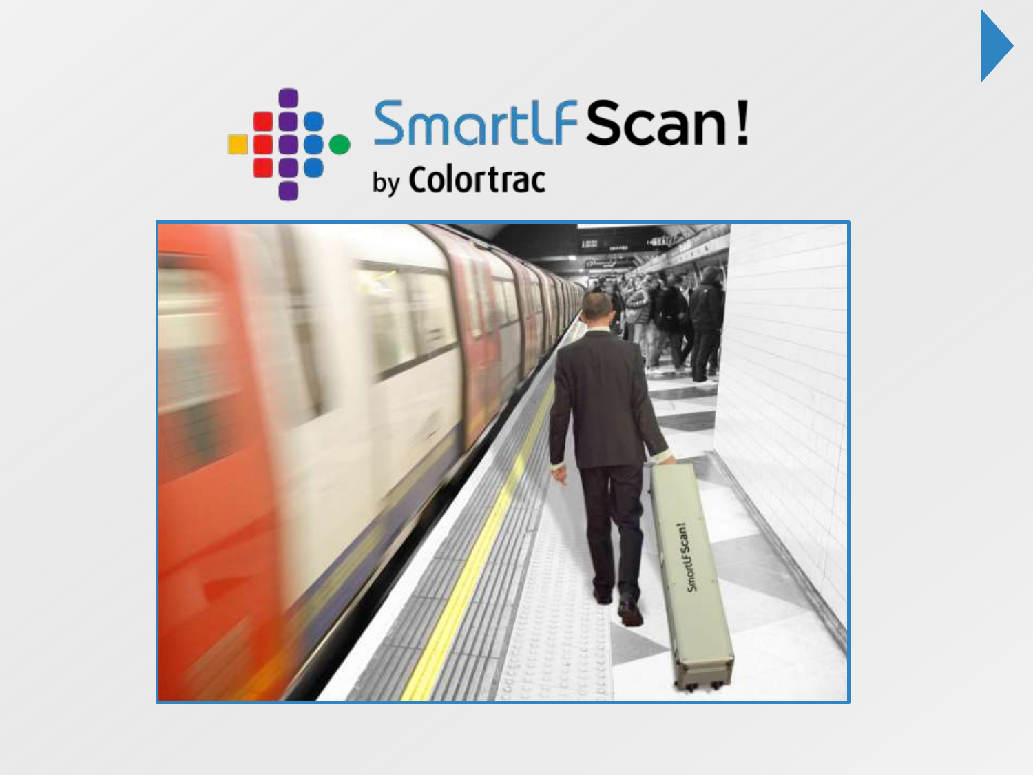# SmartLF Scan!

by Colortrac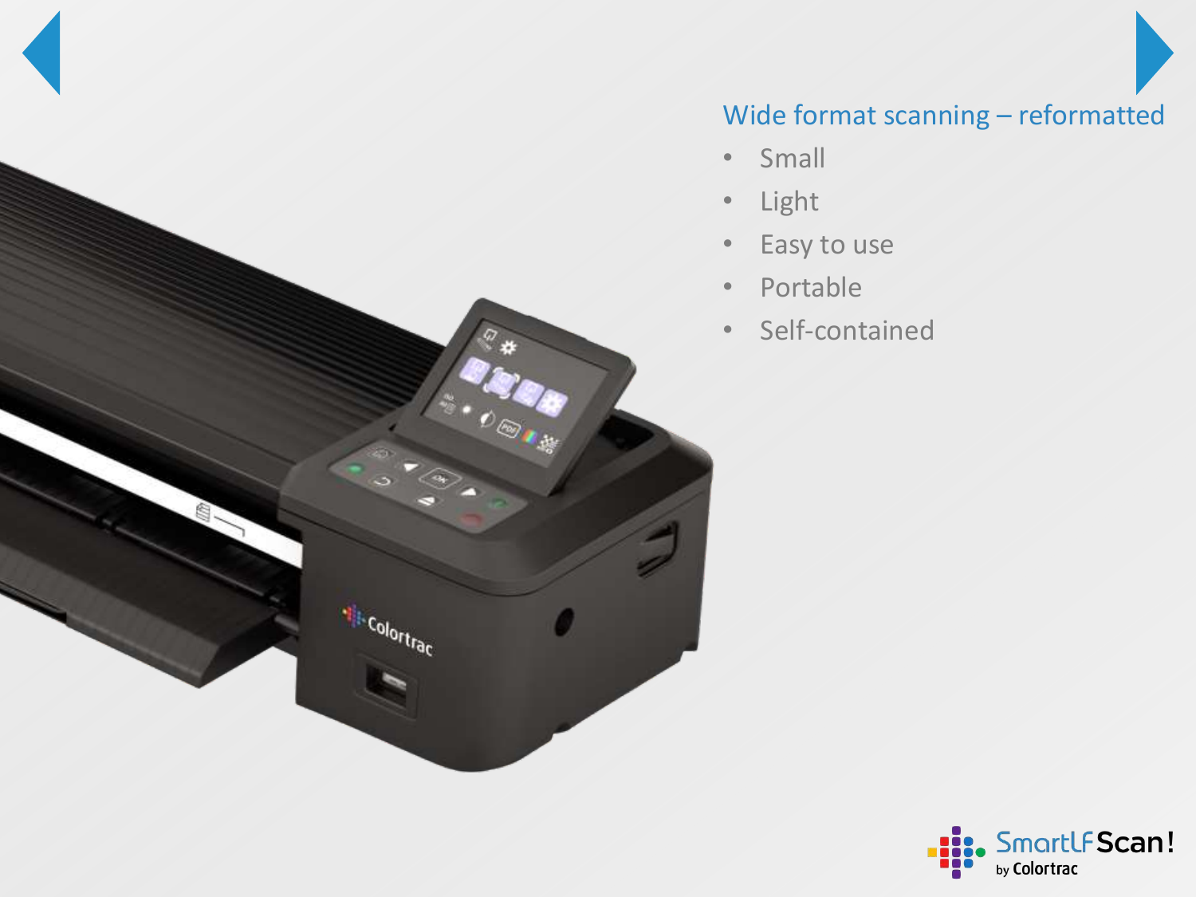## Wide format scanning – reformatted

- Small
- Light
- Easy to use
- Portable
- Self-contained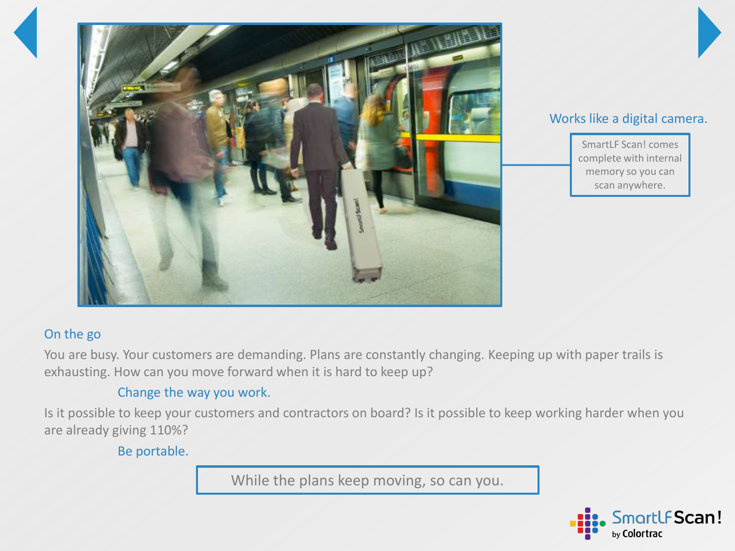Works like a digital camera.

SmartLF Scan! comes complete with internal memory so you can scan anywhere.

## On the go

You are busy. Your customers are demanding. Plans are constantly changing. Keeping up with paper trails is exhausting. How can you move forward when it is hard to keep up?

Change the way you work.

Is it possible to keep your customers and contractors on board? Is it possible to keep working harder when you are already giving 110%?

Be portable.

While the plans keep moving, so can you.

SmartLF Scan! by Colortrac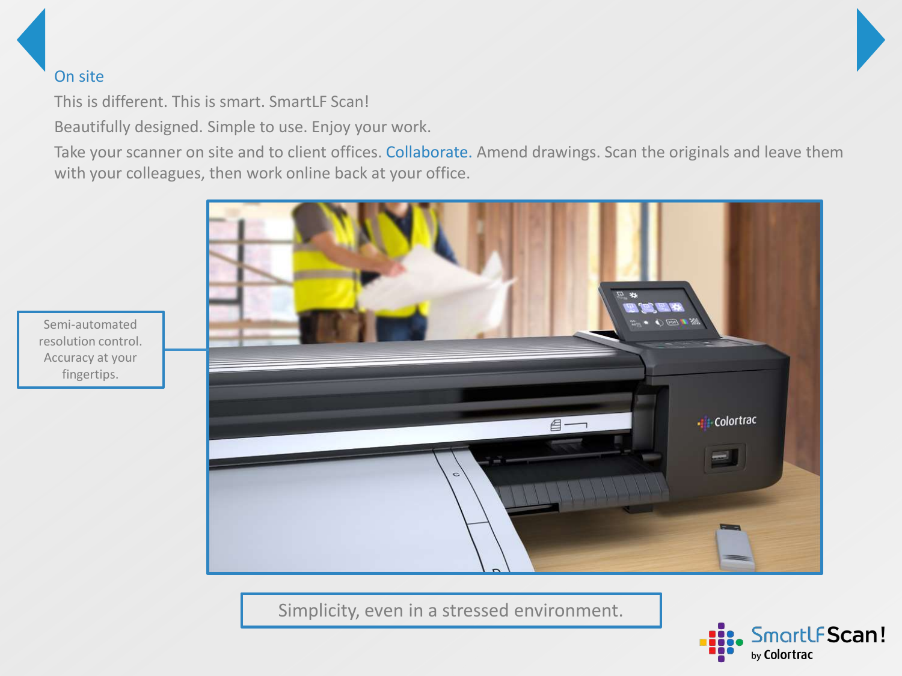## On site

This is different. This is smart. SmartLF Scan!

Beautifully designed. Simple to use. Enjoy your work.

Take your scanner on site and to client offices. Collaborate. Amend drawings. Scan the originals and leave them with your colleagues, then work online back at your office.

Semi-automated resolution control. Accuracy at your fingertips.

Simplicity, even in a stressed environment.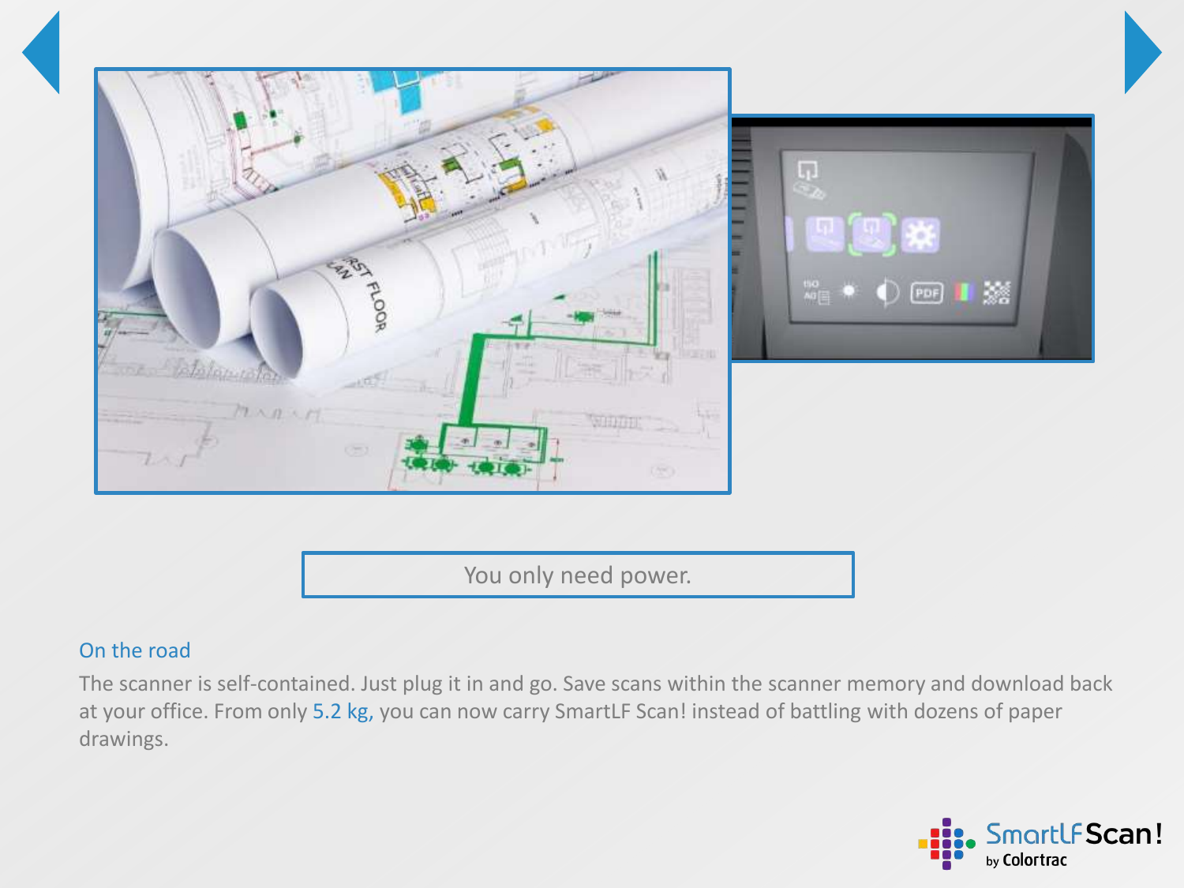You only need power.

## On the road

The scanner is self-contained. Just plug it in and go. Save scans within the scanner memory and download back at your office. From only 5.2 kg, you can now carry SmartLF Scan! instead of battling with dozens of paper drawings.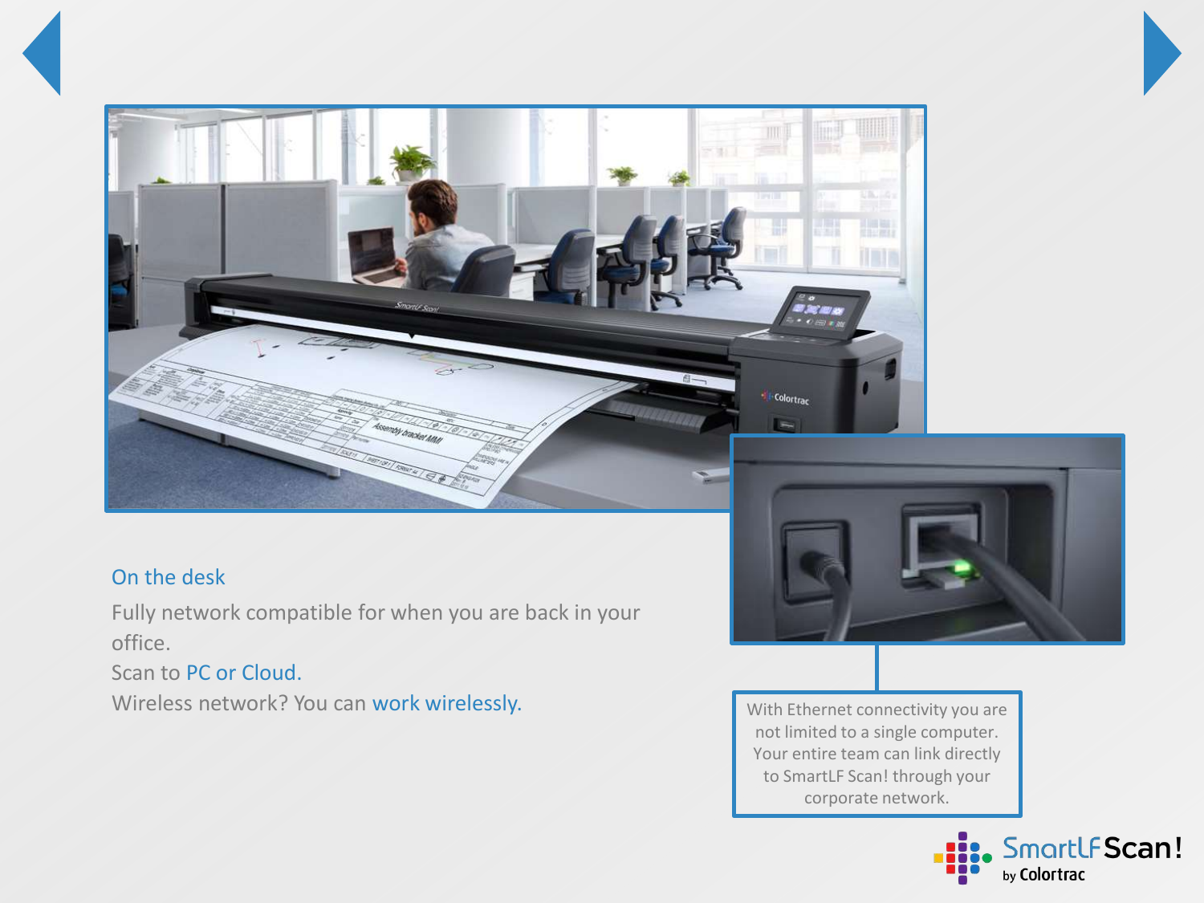## On the desk

Fully network compatible for when you are back in your office.

Scan to PC or Cloud.

Wireless network? You can work wirelessly.

With Ethernet connectivity you are not limited to a single computer. Your entire team can link directly to SmartLF Scan! through your corporate network.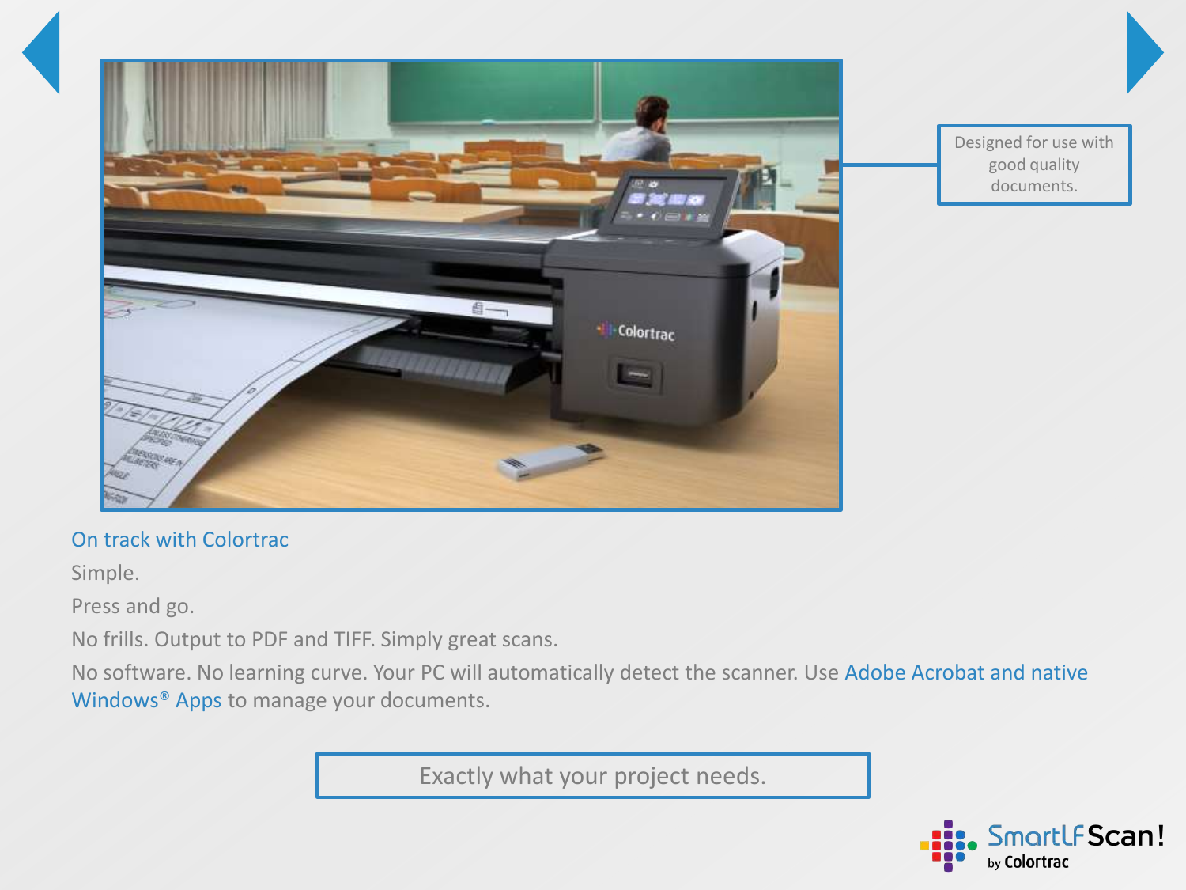Designed for use with good quality documents.

## On track with Colortrac

Simple.

Press and go.

No frills. Output to PDF and TIFF. Simply great scans.

No software. No learning curve. Your PC will automatically detect the scanner. Use Adobe Acrobat and native Windows® Apps to manage your documents.

Exactly what your project needs.

SmartLF Scan! by Colortrac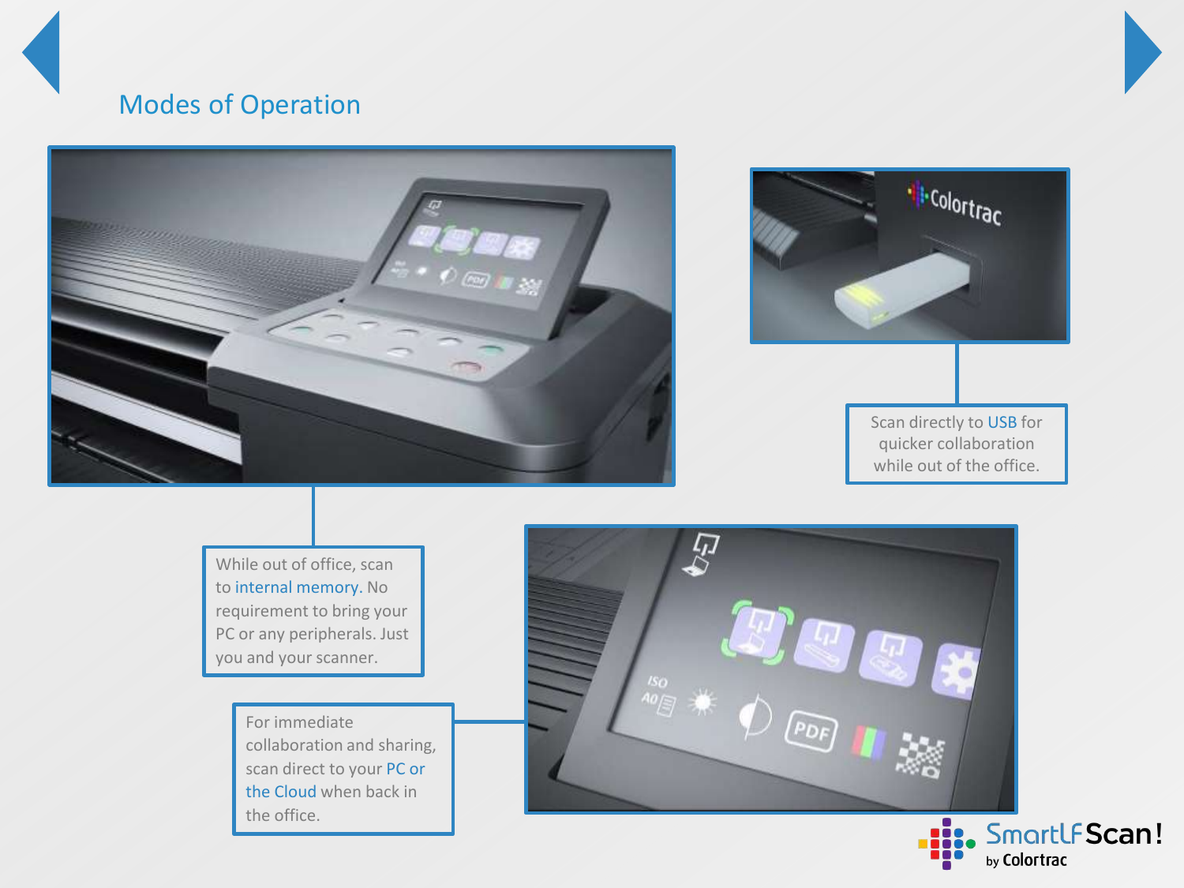# Modes of Operation

Scan directly to USB for quicker collaboration while out of the office.

While out of office, scan to internal memory. No requirement to bring your PC or any peripherals. Just you and your scanner.

For immediate collaboration and sharing, scan direct to your PC or the Cloud when back in the office.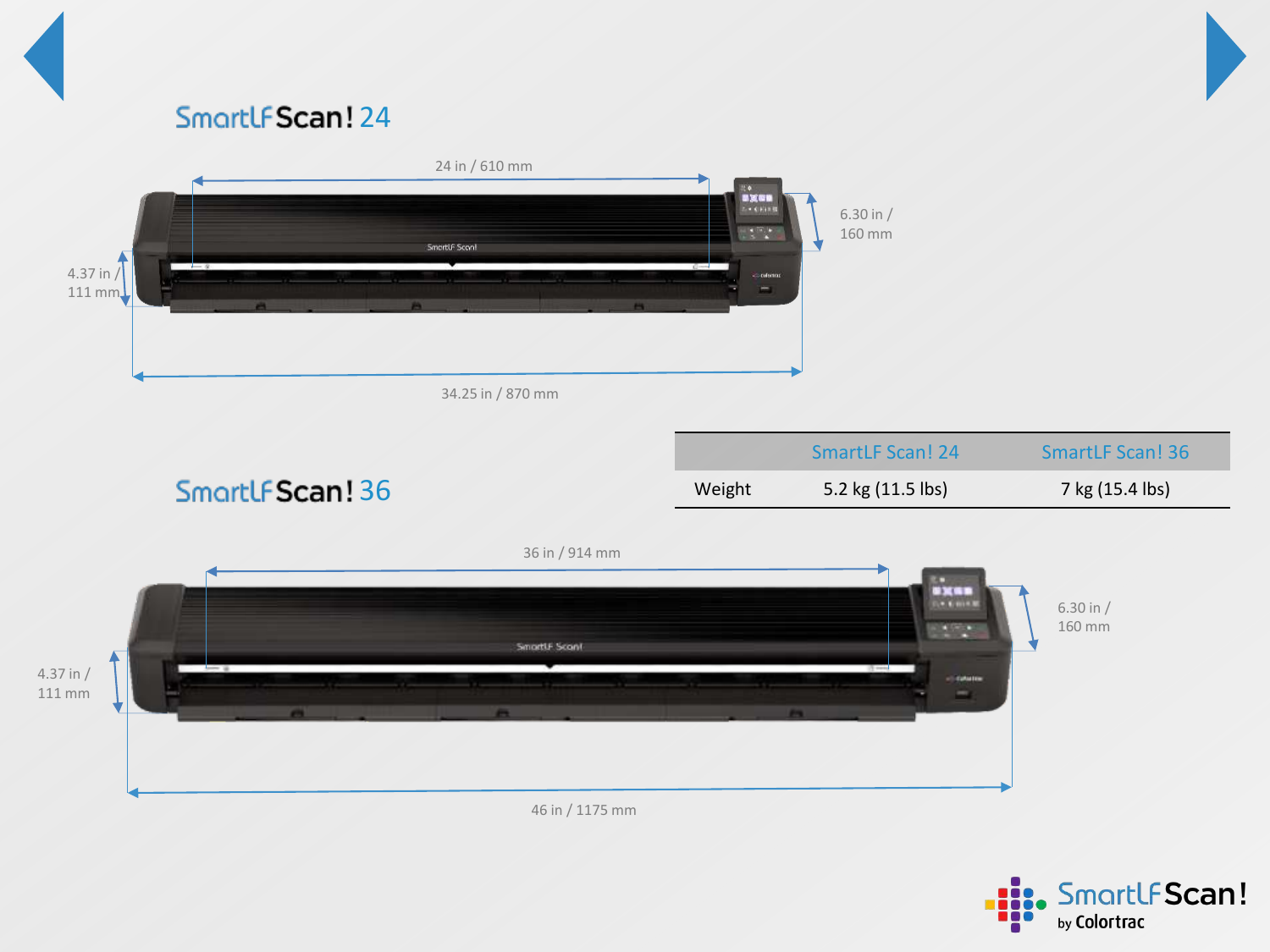## SmartLF Scan! 24

24 in / 610 mm

6.30 in / 160 mm

4.37 in / 111 mm

34.25 in / 870 mm

|  | SmartLF Scan! 24 | SmartLF Scan! 36 |
|---|---|---|
| Weight | 5.2 kg (11.5 lbs) | 7 kg (15.4 lbs) |

## SmartLF Scan! 36

36 in / 914 mm

6.30 in / 160 mm

4.37 in / 111 mm

46 in / 1175 mm

SmartLF Scan! by Colortrac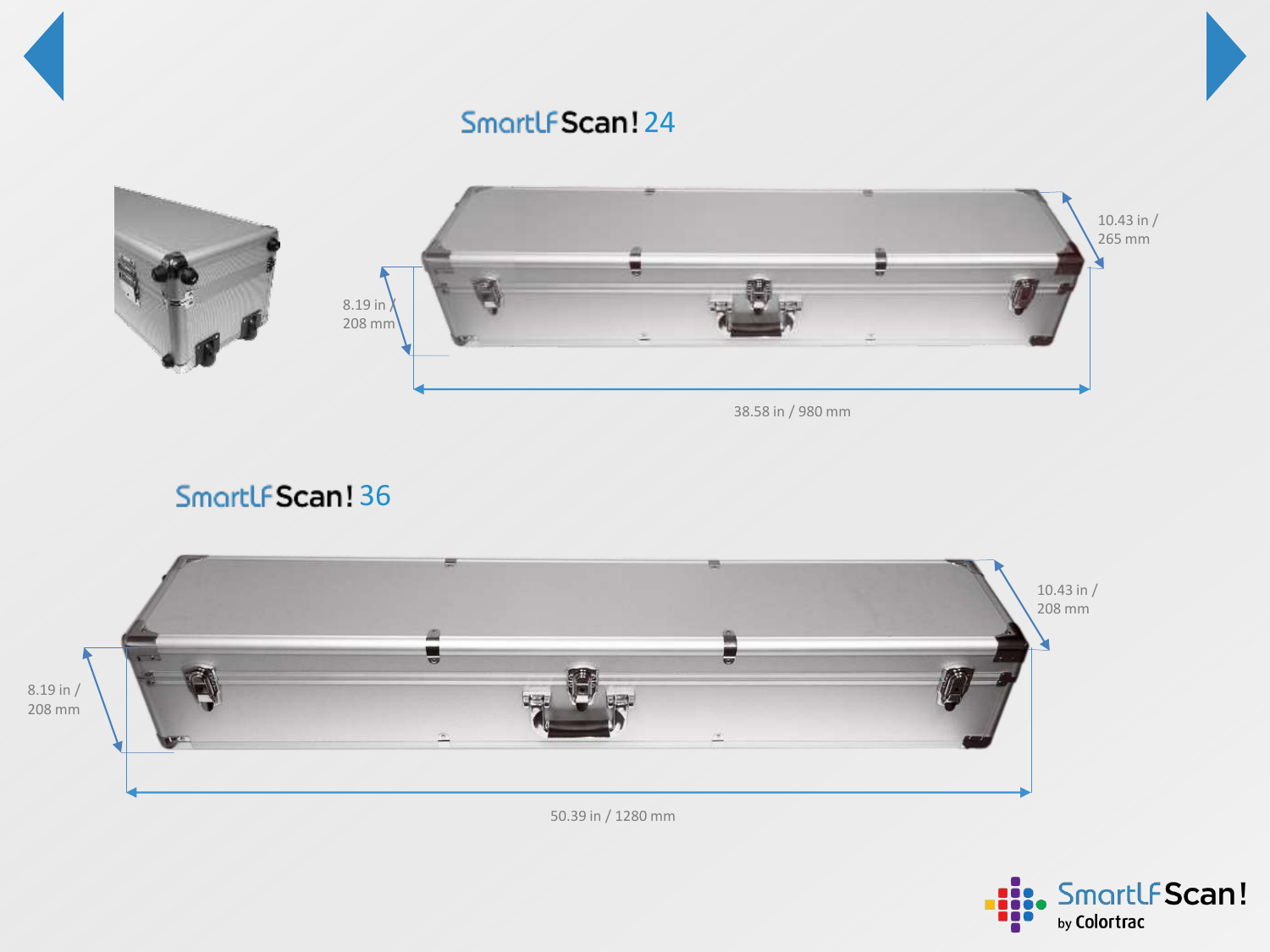## SmartLF Scan! 24

10.43 in / 265 mm

8.19 in / 208 mm

38.58 in / 980 mm

## SmartLF Scan! 36

10.43 in / 208 mm

8.19 in / 208 mm

50.39 in / 1280 mm

SmartLF Scan! by Colortrac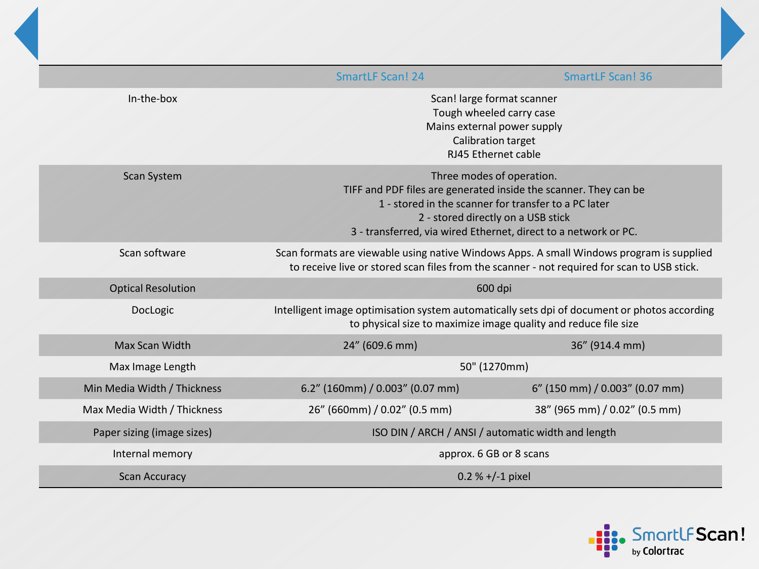| | SmartLF Scan! 24 | SmartLF Scan! 36 |
|---|---|---|
| In-the-box | Scan! large format scanner<br>Tough wheeled carry case<br>Mains external power supply<br>Calibration target<br>RJ45 Ethernet cable | |
| Scan System | Three modes of operation.<br>TIFF and PDF files are generated inside the scanner. They can be<br>1 - stored in the scanner for transfer to a PC later<br>2 - stored directly on a USB stick<br>3 - transferred, via wired Ethernet, direct to a network or PC. | |
| Scan software | Scan formats are viewable using native Windows Apps. A small Windows program is supplied to receive live or stored scan files from the scanner - not required for scan to USB stick. | |
| Optical Resolution | 600 dpi | |
| DocLogic | Intelligent image optimisation system automatically sets dpi of document or photos according to physical size to maximize image quality and reduce file size | |
| Max Scan Width | 24" (609.6 mm) | 36" (914.4 mm) |
| Max Image Length | 50" (1270mm) | |
| Min Media Width / Thickness | 6.2" (160mm) / 0.003" (0.07 mm) | 6" (150 mm) / 0.003" (0.07 mm) |
| Max Media Width / Thickness | 26" (660mm) / 0.02" (0.5 mm) | 38" (965 mm) / 0.02" (0.5 mm) |
| Paper sizing (image sizes) | ISO DIN / ARCH / ANSI / automatic width and length | |
| Internal memory | approx. 6 GB or 8 scans | |
| Scan Accuracy | 0.2 % +/-1 pixel | |

SmartLF Scan! by Colortrac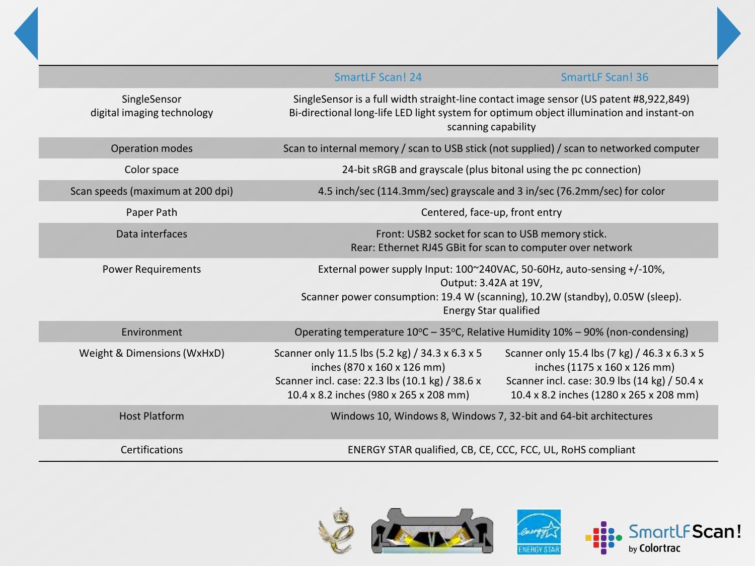| | SmartLF Scan! 24 | SmartLF Scan! 36 |
|---|---|---|
| SingleSensor digital imaging technology | SingleSensor is a full width straight-line contact image sensor (US patent #8,922,849) Bi-directional long-life LED light system for optimum object illumination and instant-on scanning capability | |
| Operation modes | Scan to internal memory / scan to USB stick (not supplied) / scan to networked computer | |
| Color space | 24-bit sRGB and grayscale (plus bitonal using the pc connection) | |
| Scan speeds (maximum at 200 dpi) | 4.5 inch/sec (114.3mm/sec) grayscale and 3 in/sec (76.2mm/sec) for color | |
| Paper Path | Centered, face-up, front entry | |
| Data interfaces | Front: USB2 socket for scan to USB memory stick. Rear: Ethernet RJ45 GBit for scan to computer over network | |
| Power Requirements | External power supply Input: 100~240VAC, 50-60Hz, auto-sensing +/-10%, Output: 3.42A at 19V, Scanner power consumption: 19.4 W (scanning), 10.2W (standby), 0.05W (sleep). Energy Star qualified | |
| Environment | Operating temperature 10ºC – 35ºC, Relative Humidity 10% – 90% (non-condensing) | |
| Weight & Dimensions (WxHxD) | Scanner only 11.5 lbs (5.2 kg) / 34.3 x 6.3 x 5 inches (870 x 160 x 126 mm) Scanner incl. case: 22.3 lbs (10.1 kg) / 38.6 x 10.4 x 8.2 inches (980 x 265 x 208 mm) | Scanner only 15.4 lbs (7 kg) / 46.3 x 6.3 x 5 inches (1175 x 160 x 126 mm) Scanner incl. case: 30.9 lbs (14 kg) / 50.4 x 10.4 x 8.2 inches (1280 x 265 x 208 mm) |
| Host Platform | Windows 10, Windows 8, Windows 7, 32-bit and 64-bit architectures | |
| Certifications | ENERGY STAR qualified, CB, CE, CCC, FCC, UL, RoHS compliant | |

SmartLF Scan! by Colortrac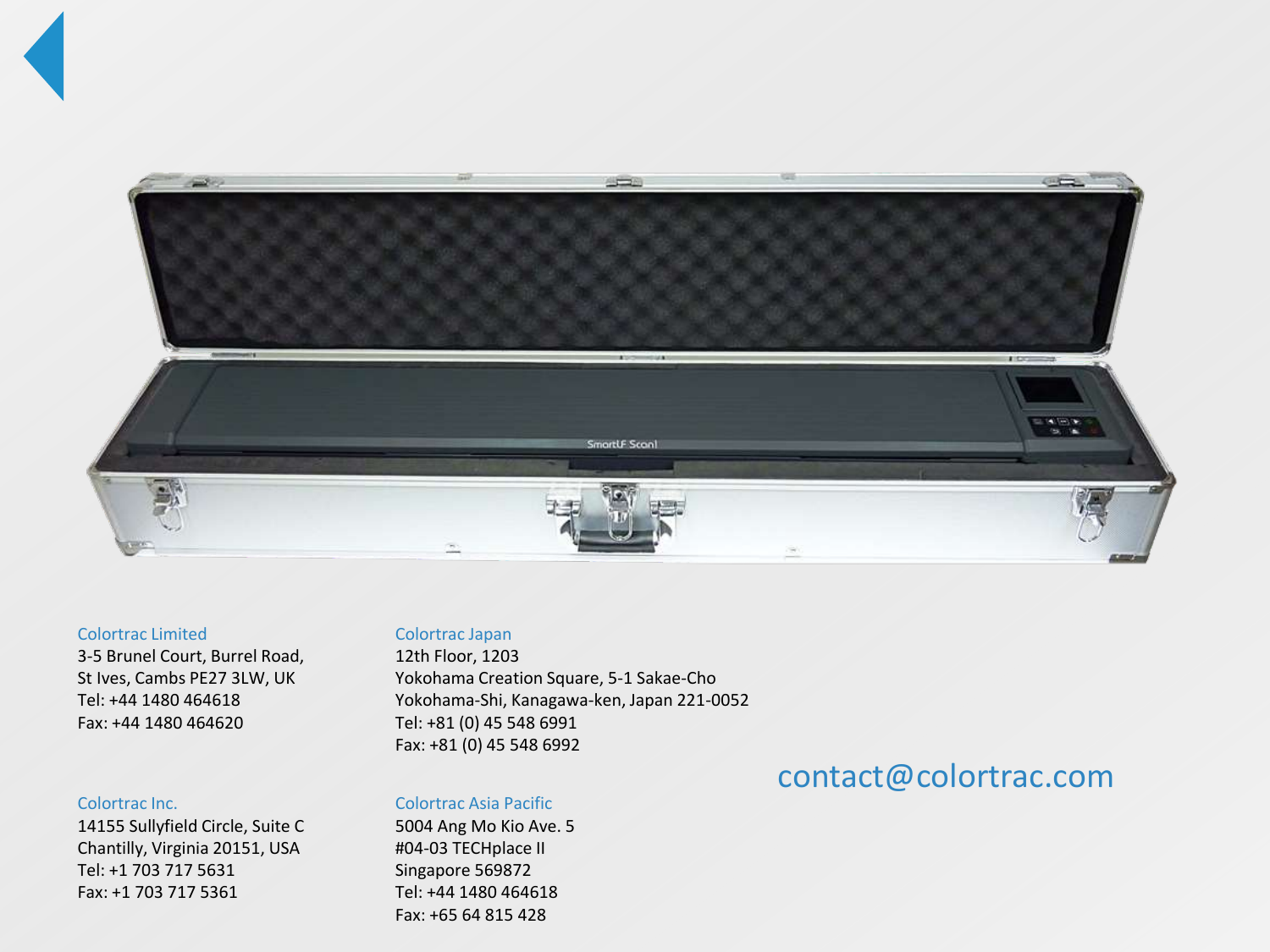Colortrac Limited
3-5 Brunel Court, Burrel Road,
St Ives, Cambs PE27 3LW, UK
Tel: +44 1480 464618
Fax: +44 1480 464620

Colortrac Inc.
14155 Sullyfield Circle, Suite C
Chantilly, Virginia 20151, USA
Tel: +1 703 717 5631
Fax: +1 703 717 5361

Colortrac Japan
12th Floor, 1203
Yokohama Creation Square, 5-1 Sakae-Cho
Yokohama-Shi, Kanagawa-ken, Japan 221-0052
Tel: +81 (0) 45 548 6991
Fax: +81 (0) 45 548 6992

Colortrac Asia Pacific
5004 Ang Mo Kio Ave. 5
#04-03 TECHplace II
Singapore 569872
Tel: +44 1480 464618
Fax: +65 64 815 428

contact@colortrac.com